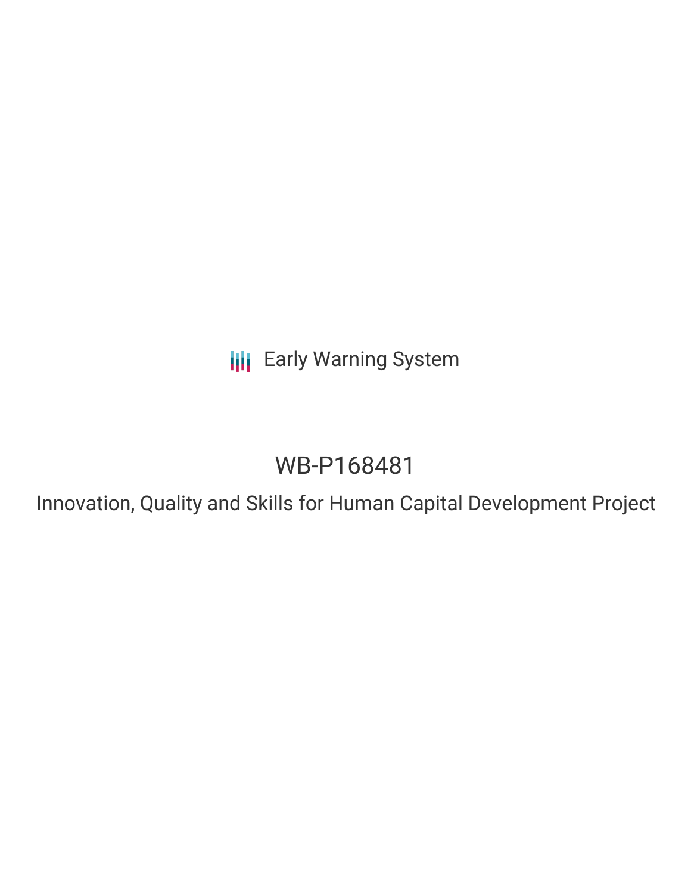Early Warning System

# WB-P168481

## Innovation, Quality and Skills for Human Capital Development Project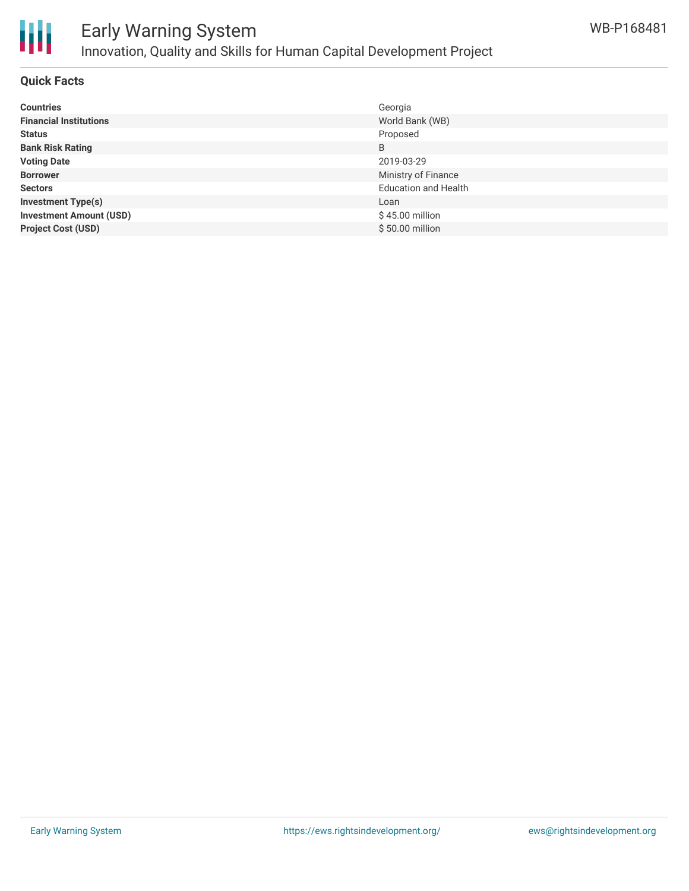## Quick Facts

| | |
|---|---|
| **Countries** | Georgia |
| **Financial Institutions** | World Bank (WB) |
| **Status** | Proposed |
| **Bank Risk Rating** | B |
| **Voting Date** | 2019-03-29 |
| **Borrower** | Ministry of Finance |
| **Sectors** | Education and Health |
| **Investment Type(s)** | Loan |
| **Investment Amount (USD)** | $ 45.00 million |
| **Project Cost (USD)** | $ 50.00 million |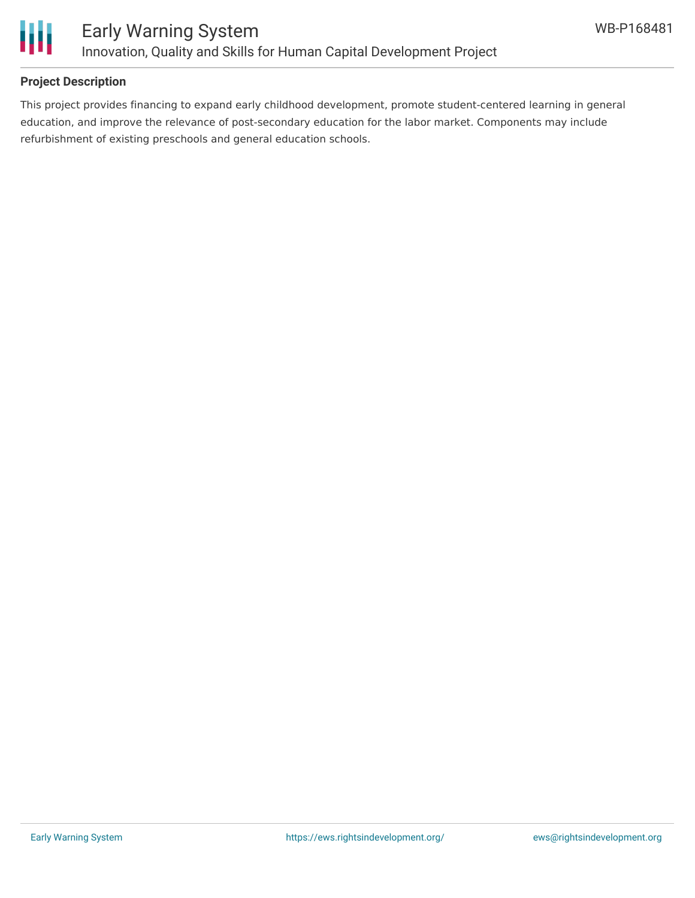**Project Description**

This project provides financing to expand early childhood development, promote student-centered learning in general education, and improve the relevance of post-secondary education for the labor market. Components may include refurbishment of existing preschools and general education schools.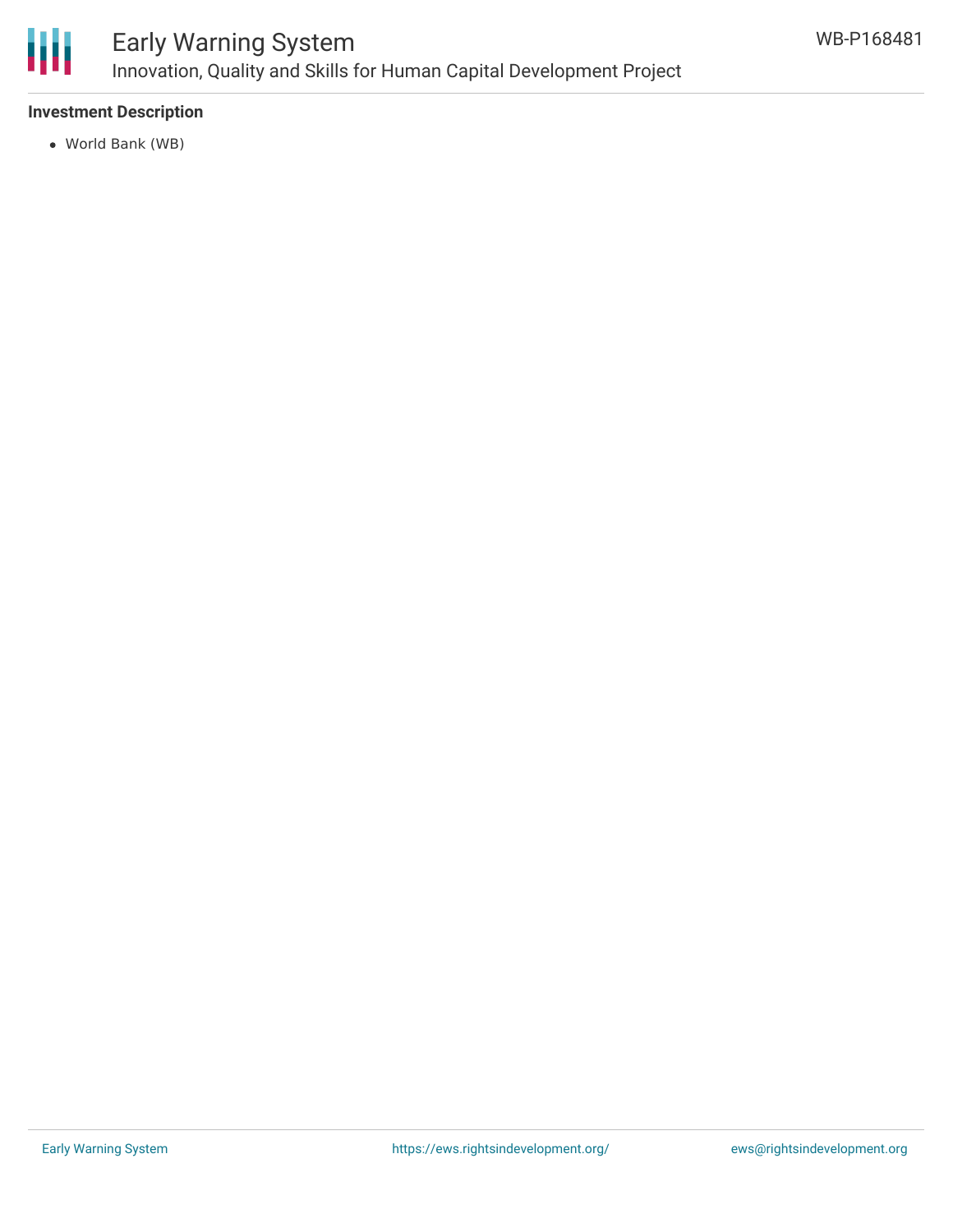**Investment Description**

- World Bank (WB)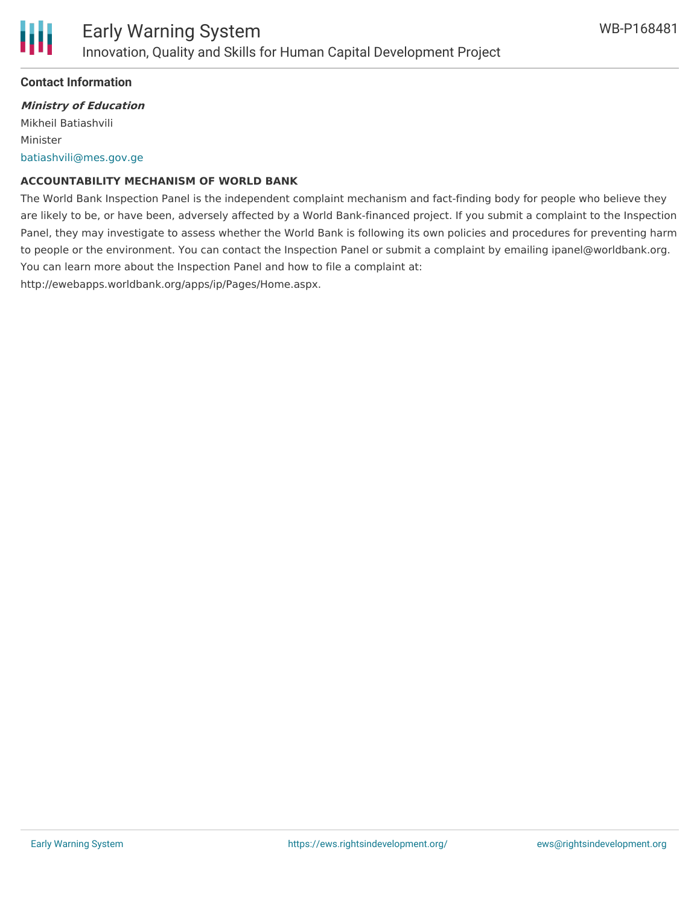## Contact Information

***Ministry of Education***

Mikheil Batiashvili

Minister

batiashvili@mes.gov.ge

### ACCOUNTABILITY MECHANISM OF WORLD BANK

The World Bank Inspection Panel is the independent complaint mechanism and fact-finding body for people who believe they are likely to be, or have been, adversely affected by a World Bank-financed project. If you submit a complaint to the Inspection Panel, they may investigate to assess whether the World Bank is following its own policies and procedures for preventing harm to people or the environment. You can contact the Inspection Panel or submit a complaint by emailing ipanel@worldbank.org. You can learn more about the Inspection Panel and how to file a complaint at: http://ewebapps.worldbank.org/apps/ip/Pages/Home.aspx.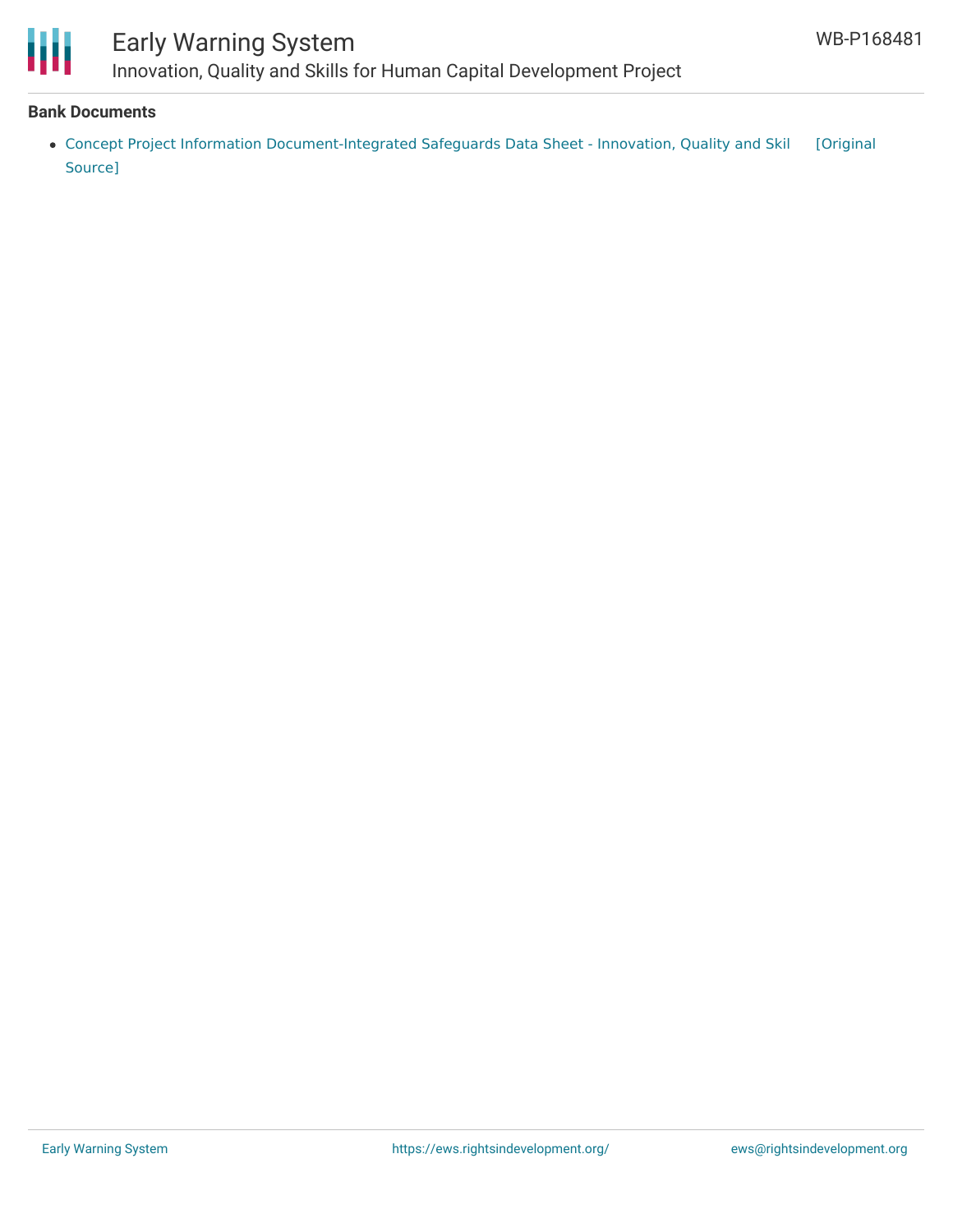**Bank Documents**

- Concept Project Information Document-Integrated Safeguards Data Sheet - Innovation, Quality and Skil [Original Source]